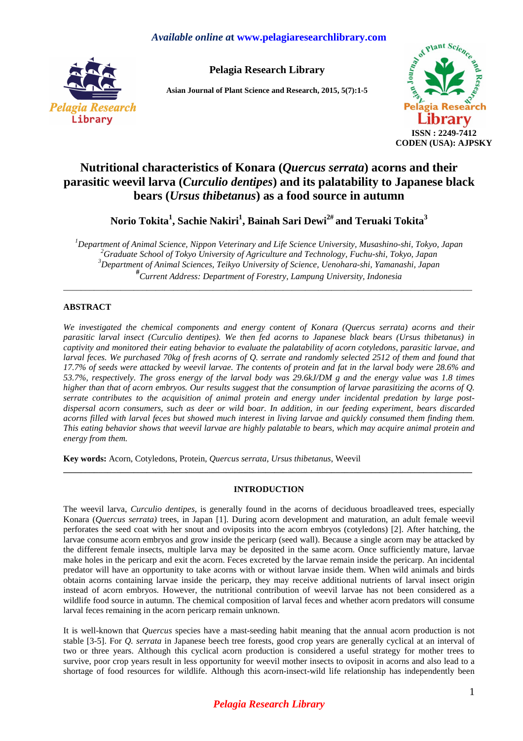# Nutritional characteristics of Konara (*Quercus serrata*) acorns and their parasitic weevil larva (*Curculio dentipes*) and its palatability to Japanese black bears (*Ursus thibetanus*) as a food source in autumn

**Norio Tokita[1], Sachie Nakiri[1], Bainah Sari Dewi[2#] and Teruaki Tokita[3]**

*[1]Department of Animal Science, Nippon Veterinary and Life Science University, Musashino-shi, Tokyo, Japan*
*[2]Graduate School of Tokyo University of Agriculture and Technology, Fuchu-shi, Tokyo, Japan*
*[3]Department of Animal Sciences, Teikyo University of Science, Uenohara-shi, Yamanashi, Japan*
*[#]Current Address: Department of Forestry, Lampung University, Indonesia*

---

## ABSTRACT

*We investigated the chemical components and energy content of Konara (Quercus serrata) acorns and their parasitic larval insect (Curculio dentipes). We then fed acorns to Japanese black bears (Ursus thibetanus) in captivity and monitored their eating behavior to evaluate the palatability of acorn cotyledons, parasitic larvae, and larval feces. We purchased 70kg of fresh acorns of Q. serrate and randomly selected 2512 of them and found that 17.7% of seeds were attacked by weevil larvae. The contents of protein and fat in the larval body were 28.6% and 53.7%, respectively. The gross energy of the larval body was 29.6kJ/DM g and the energy value was 1.8 times higher than that of acorn embryos. Our results suggest that the consumption of larvae parasitizing the acorns of Q. serrate contributes to the acquisition of animal protein and energy under incidental predation by large post-dispersal acorn consumers, such as deer or wild boar. In addition, in our feeding experiment, bears discarded acorns filled with larval feces but showed much interest in living larvae and quickly consumed them finding them. This eating behavior shows that weevil larvae are highly palatable to bears, which may acquire animal protein and energy from them.*

**Key words:** Acorn, Cotyledons, Protein, *Quercus serrata*, *Ursus thibetanus*, Weevil

---

## INTRODUCTION

The weevil larva, *Curculio dentipes*, is generally found in the acorns of deciduous broadleaved trees, especially Konara (*Quercus serrata)* trees, in Japan [1]. During acorn development and maturation, an adult female weevil perforates the seed coat with her snout and oviposits into the acorn embryos (cotyledons) [2]. After hatching, the larvae consume acorn embryos and grow inside the pericarp (seed wall). Because a single acorn may be attacked by the different female insects, multiple larva may be deposited in the same acorn. Once sufficiently mature, larvae make holes in the pericarp and exit the acorn. Feces excreted by the larvae remain inside the pericarp. An incidental predator will have an opportunity to take acorns with or without larvae inside them. When wild animals and birds obtain acorns containing larvae inside the pericarp, they may receive additional nutrients of larval insect origin instead of acorn embryos. However, the nutritional contribution of weevil larvae has not been considered as a wildlife food source in autumn. The chemical composition of larval feces and whether acorn predators will consume larval feces remaining in the acorn pericarp remain unknown.

It is well-known that *Quercus* species have a mast-seeding habit meaning that the annual acorn production is not stable [3-5]. For *Q. serrata* in Japanese beech tree forests, good crop years are generally cyclical at an interval of two or three years. Although this cyclical acorn production is considered a useful strategy for mother trees to survive, poor crop years result in less opportunity for weevil mother insects to oviposit in acorns and also lead to a shortage of food resources for wildlife. Although this acorn-insect-wild life relationship has independently been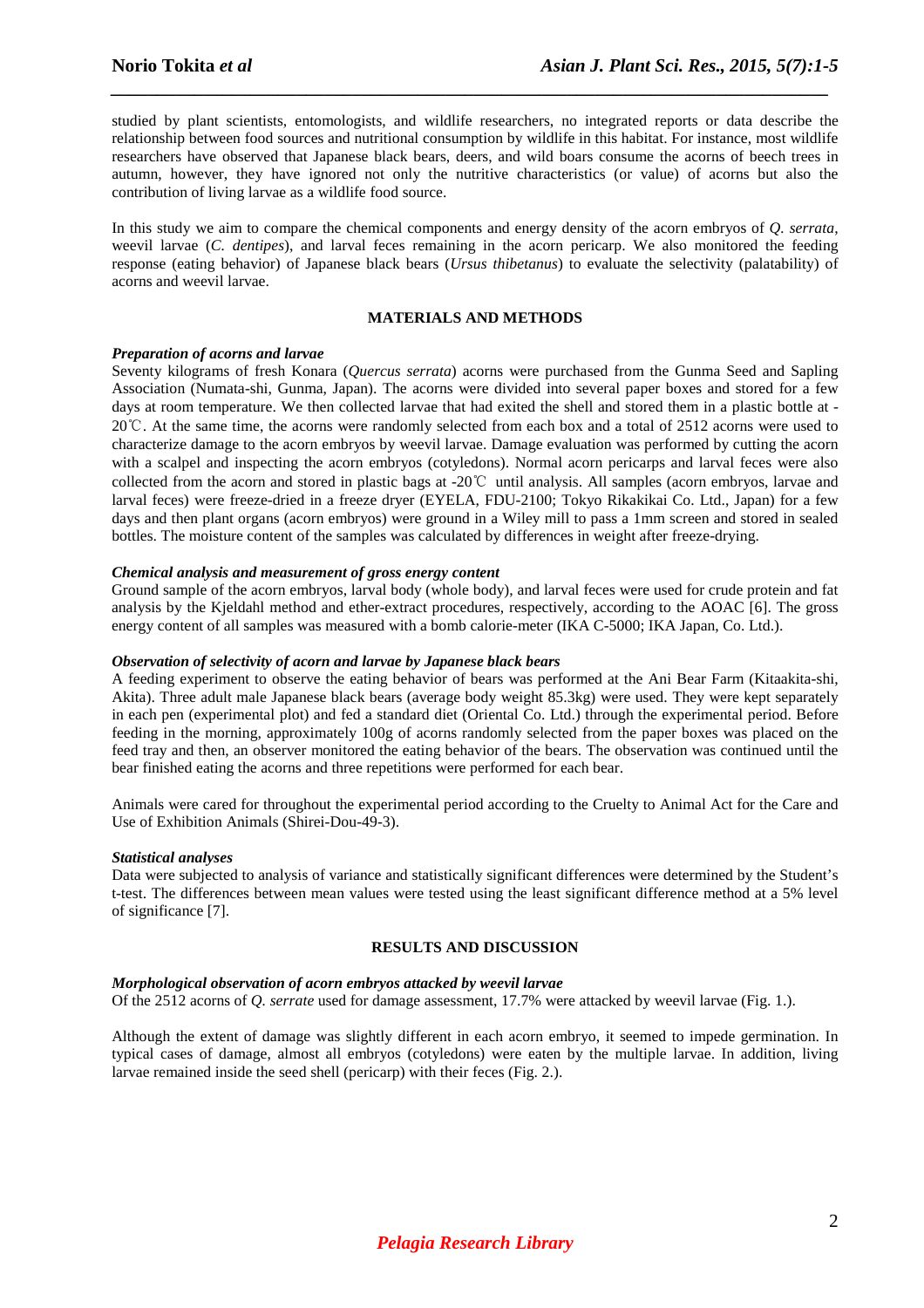studied by plant scientists, entomologists, and wildlife researchers, no integrated reports or data describe the relationship between food sources and nutritional consumption by wildlife in this habitat. For instance, most wildlife researchers have observed that Japanese black bears, deers, and wild boars consume the acorns of beech trees in autumn, however, they have ignored not only the nutritive characteristics (or value) of acorns but also the contribution of living larvae as a wildlife food source.

In this study we aim to compare the chemical components and energy density of the acorn embryos of *Q. serrata*, weevil larvae (*C. dentipes*), and larval feces remaining in the acorn pericarp. We also monitored the feeding response (eating behavior) of Japanese black bears (*Ursus thibetanus*) to evaluate the selectivity (palatability) of acorns and weevil larvae.

## MATERIALS AND METHODS

### *Preparation of acorns and larvae*

Seventy kilograms of fresh Konara (*Quercus serrata*) acorns were purchased from the Gunma Seed and Sapling Association (Numata-shi, Gunma, Japan). The acorns were divided into several paper boxes and stored for a few days at room temperature. We then collected larvae that had exited the shell and stored them in a plastic bottle at -20℃. At the same time, the acorns were randomly selected from each box and a total of 2512 acorns were used to characterize damage to the acorn embryos by weevil larvae. Damage evaluation was performed by cutting the acorn with a scalpel and inspecting the acorn embryos (cotyledons). Normal acorn pericarps and larval feces were also collected from the acorn and stored in plastic bags at -20℃ until analysis. All samples (acorn embryos, larvae and larval feces) were freeze-dried in a freeze dryer (EYELA, FDU-2100; Tokyo Rikakikai Co. Ltd., Japan) for a few days and then plant organs (acorn embryos) were ground in a Wiley mill to pass a 1mm screen and stored in sealed bottles. The moisture content of the samples was calculated by differences in weight after freeze-drying.

### *Chemical analysis and measurement of gross energy content*

Ground sample of the acorn embryos, larval body (whole body), and larval feces were used for crude protein and fat analysis by the Kjeldahl method and ether-extract procedures, respectively, according to the AOAC [6]. The gross energy content of all samples was measured with a bomb calorie-meter (IKA C-5000; IKA Japan, Co. Ltd.).

### *Observation of selectivity of acorn and larvae by Japanese black bears*

A feeding experiment to observe the eating behavior of bears was performed at the Ani Bear Farm (Kitaakita-shi, Akita). Three adult male Japanese black bears (average body weight 85.3kg) were used. They were kept separately in each pen (experimental plot) and fed a standard diet (Oriental Co. Ltd.) through the experimental period. Before feeding in the morning, approximately 100g of acorns randomly selected from the paper boxes was placed on the feed tray and then, an observer monitored the eating behavior of the bears. The observation was continued until the bear finished eating the acorns and three repetitions were performed for each bear.

Animals were cared for throughout the experimental period according to the Cruelty to Animal Act for the Care and Use of Exhibition Animals (Shirei-Dou-49-3).

### *Statistical analyses*

Data were subjected to analysis of variance and statistically significant differences were determined by the Student's t-test. The differences between mean values were tested using the least significant difference method at a 5% level of significance [7].

## RESULTS AND DISCUSSION

### *Morphological observation of acorn embryos attacked by weevil larvae*

Of the 2512 acorns of *Q. serrate* used for damage assessment, 17.7% were attacked by weevil larvae (Fig. 1.).

Although the extent of damage was slightly different in each acorn embryo, it seemed to impede germination. In typical cases of damage, almost all embryos (cotyledons) were eaten by the multiple larvae. In addition, living larvae remained inside the seed shell (pericarp) with their feces (Fig. 2.).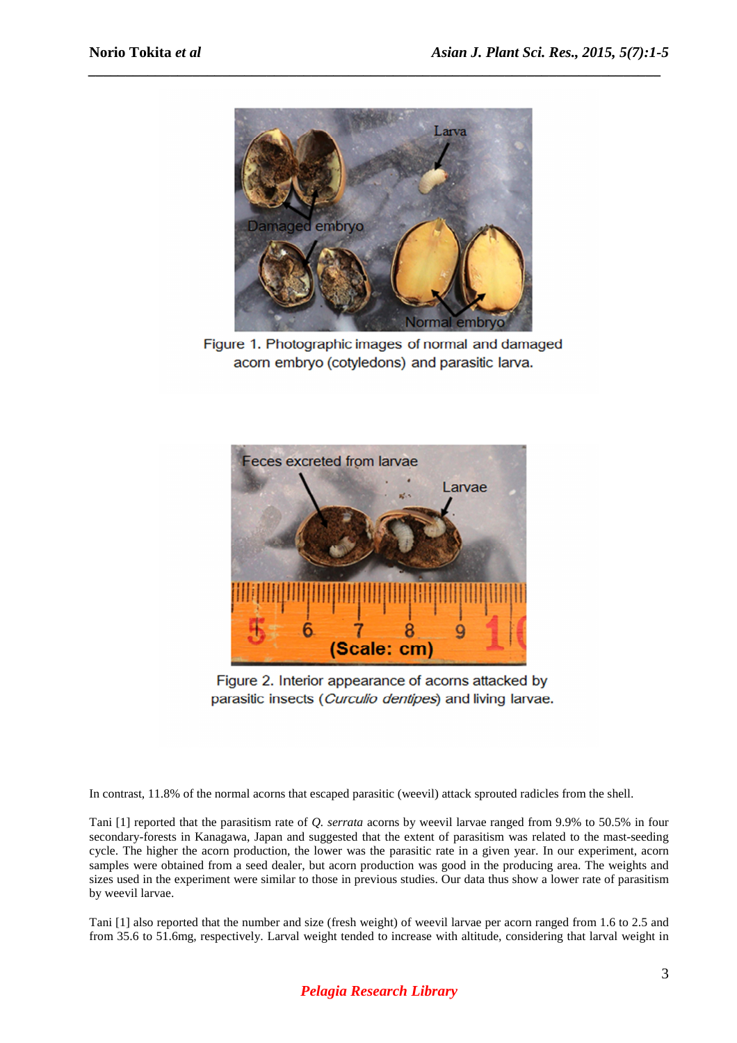Figure 1. Photographic images of normal and damaged acorn embryo (cotyledons) and parasitic larva.

Figure 2. Interior appearance of acorns attacked by parasitic insects (*Curculio dentipes*) and living larvae.

In contrast, 11.8% of the normal acorns that escaped parasitic (weevil) attack sprouted radicles from the shell.

Tani [1] reported that the parasitism rate of *Q. serrata* acorns by weevil larvae ranged from 9.9% to 50.5% in four secondary-forests in Kanagawa, Japan and suggested that the extent of parasitism was related to the mast-seeding cycle. The higher the acorn production, the lower was the parasitic rate in a given year. In our experiment, acorn samples were obtained from a seed dealer, but acorn production was good in the producing area. The weights and sizes used in the experiment were similar to those in previous studies. Our data thus show a lower rate of parasitism by weevil larvae.

Tani [1] also reported that the number and size (fresh weight) of weevil larvae per acorn ranged from 1.6 to 2.5 and from 35.6 to 51.6mg, respectively. Larval weight tended to increase with altitude, considering that larval weight in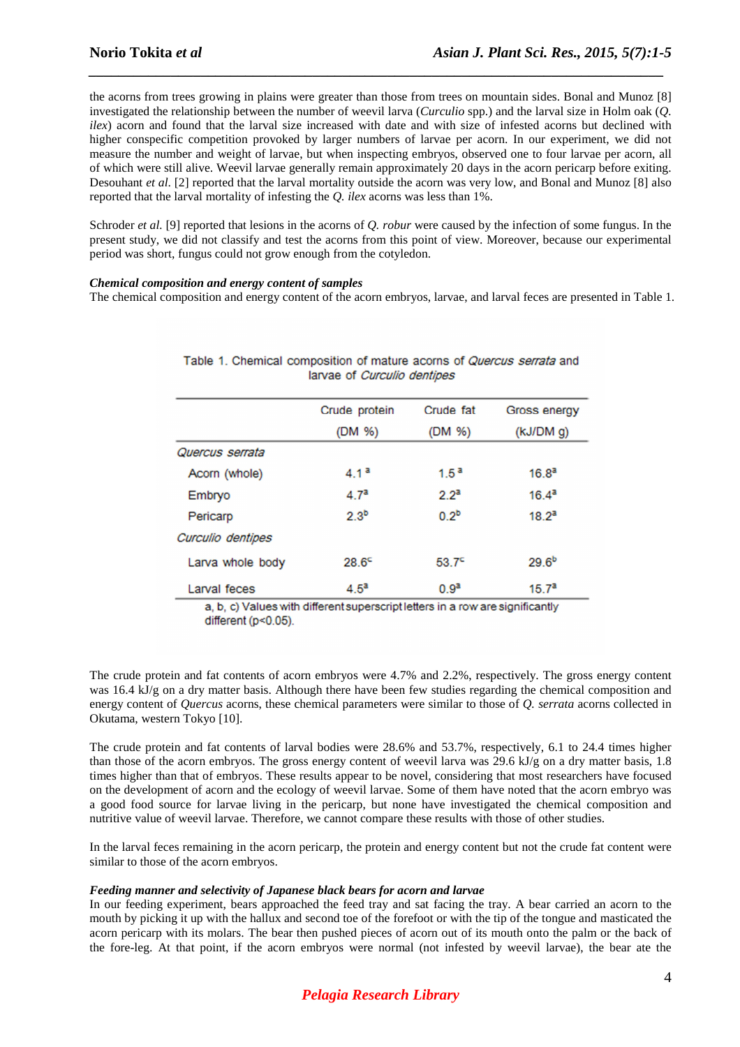the acorns from trees growing in plains were greater than those from trees on mountain sides. Bonal and Munoz [8] investigated the relationship between the number of weevil larva (*Curculio* spp.) and the larval size in Holm oak (*Q. ilex*) acorn and found that the larval size increased with date and with size of infested acorns but declined with higher conspecific competition provoked by larger numbers of larvae per acorn. In our experiment, we did not measure the number and weight of larvae, but when inspecting embryos, observed one to four larvae per acorn, all of which were still alive. Weevil larvae generally remain approximately 20 days in the acorn pericarp before exiting. Desouhant *et al.* [2] reported that the larval mortality outside the acorn was very low, and Bonal and Munoz [8] also reported that the larval mortality of infesting the *Q. ilex* acorns was less than 1%.

Schroder *et al.* [9] reported that lesions in the acorns of *Q. robur* were caused by the infection of some fungus. In the present study, we did not classify and test the acorns from this point of view. Moreover, because our experimental period was short, fungus could not grow enough from the cotyledon.

***Chemical composition and energy content of samples***

The chemical composition and energy content of the acorn embryos, larvae, and larval feces are presented in Table 1.

Table 1. Chemical composition of mature acorns of *Quercus serrata* and larvae of *Curculio dentipes*

| | Crude protein (DM %) | Crude fat (DM %) | Gross energy (kJ/DM g) |
|---|---|---|---|
| *Quercus serrata* | | | |
| Acorn (whole) | 4.1$^{a}$ | 1.5$^{a}$ | 16.8$^{a}$ |
| Embryo | 4.7$^{a}$ | 2.2$^{a}$ | 16.4$^{a}$ |
| Pericarp | 2.3$^{b}$ | 0.2$^{b}$ | 18.2$^{a}$ |
| *Curculio dentipes* | | | |
| Larva whole body | 28.6$^{c}$ | 53.7$^{c}$ | 29.6$^{b}$ |
| Larval feces | 4.5$^{a}$ | 0.9$^{a}$ | 15.7$^{a}$ |

a, b, c) Values with different superscript letters in a row are significantly different ($p<0.05$).

The crude protein and fat contents of acorn embryos were 4.7% and 2.2%, respectively. The gross energy content was 16.4 kJ/g on a dry matter basis. Although there have been few studies regarding the chemical composition and energy content of *Quercus* acorns, these chemical parameters were similar to those of *Q. serrata* acorns collected in Okutama, western Tokyo [10].

The crude protein and fat contents of larval bodies were 28.6% and 53.7%, respectively, 6.1 to 24.4 times higher than those of the acorn embryos. The gross energy content of weevil larva was 29.6 kJ/g on a dry matter basis, 1.8 times higher than that of embryos. These results appear to be novel, considering that most researchers have focused on the development of acorn and the ecology of weevil larvae. Some of them have noted that the acorn embryo was a good food source for larvae living in the pericarp, but none have investigated the chemical composition and nutritive value of weevil larvae. Therefore, we cannot compare these results with those of other studies.

In the larval feces remaining in the acorn pericarp, the protein and energy content but not the crude fat content were similar to those of the acorn embryos.

***Feeding manner and selectivity of Japanese black bears for acorn and larvae***

In our feeding experiment, bears approached the feed tray and sat facing the tray. A bear carried an acorn to the mouth by picking it up with the hallux and second toe of the forefoot or with the tip of the tongue and masticated the acorn pericarp with its molars. The bear then pushed pieces of acorn out of its mouth onto the palm or the back of the fore-leg. At that point, if the acorn embryos were normal (not infested by weevil larvae), the bear ate the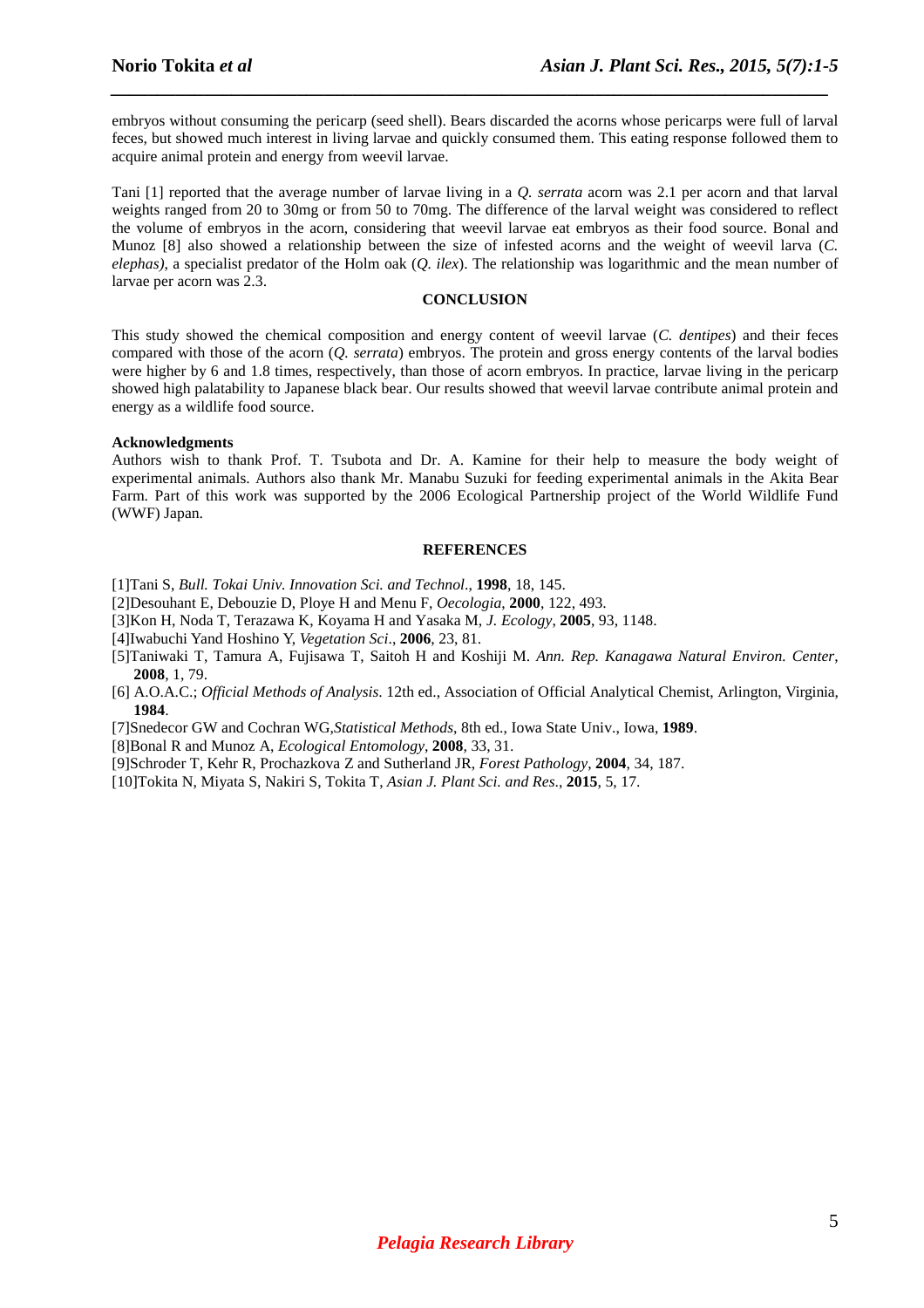embryos without consuming the pericarp (seed shell). Bears discarded the acorns whose pericarps were full of larval feces, but showed much interest in living larvae and quickly consumed them. This eating response followed them to acquire animal protein and energy from weevil larvae.

Tani [1] reported that the average number of larvae living in a *Q. serrata* acorn was 2.1 per acorn and that larval weights ranged from 20 to 30mg or from 50 to 70mg. The difference of the larval weight was considered to reflect the volume of embryos in the acorn, considering that weevil larvae eat embryos as their food source. Bonal and Munoz [8] also showed a relationship between the size of infested acorns and the weight of weevil larva (*C. elephas)*, a specialist predator of the Holm oak (*Q. ilex*). The relationship was logarithmic and the mean number of larvae per acorn was 2.3.

## CONCLUSION

This study showed the chemical composition and energy content of weevil larvae (*C. dentipes*) and their feces compared with those of the acorn (*Q. serrata*) embryos. The protein and gross energy contents of the larval bodies were higher by 6 and 1.8 times, respectively, than those of acorn embryos. In practice, larvae living in the pericarp showed high palatability to Japanese black bear. Our results showed that weevil larvae contribute animal protein and energy as a wildlife food source.

**Acknowledgments**

Authors wish to thank Prof. T. Tsubota and Dr. A. Kamine for their help to measure the body weight of experimental animals. Authors also thank Mr. Manabu Suzuki for feeding experimental animals in the Akita Bear Farm. Part of this work was supported by the 2006 Ecological Partnership project of the World Wildlife Fund (WWF) Japan.

## REFERENCES

[1]Tani S, *Bull. Tokai Univ. Innovation Sci. and Technol*., **1998**, 18, 145.

[2]Desouhant E, Debouzie D, Ploye H and Menu F, *Oecologia*, **2000**, 122, 493.

[3]Kon H, Noda T, Terazawa K, Koyama H and Yasaka M, *J. Ecology*, **2005**, 93, 1148.

[4]Iwabuchi Yand Hoshino Y, *Vegetation Sci*., **2006**, 23, 81.

[5]Taniwaki T, Tamura A, Fujisawa T, Saitoh H and Koshiji M. *Ann. Rep. Kanagawa Natural Environ. Center*, **2008**, 1, 79.

[6] A.O.A.C.; *Official Methods of Analysis*. 12th ed., Association of Official Analytical Chemist, Arlington, Virginia, **1984**.

[7]Snedecor GW and Cochran WG,*Statistical Methods*, 8th ed., Iowa State Univ., Iowa, **1989**.

[8]Bonal R and Munoz A, *Ecological Entomology*, **2008**, 33, 31.

[9]Schroder T, Kehr R, Prochazkova Z and Sutherland JR, *Forest Pathology*, **2004**, 34, 187.

[10]Tokita N, Miyata S, Nakiri S, Tokita T, *Asian J. Plant Sci. and Res*., **2015**, 5, 17.